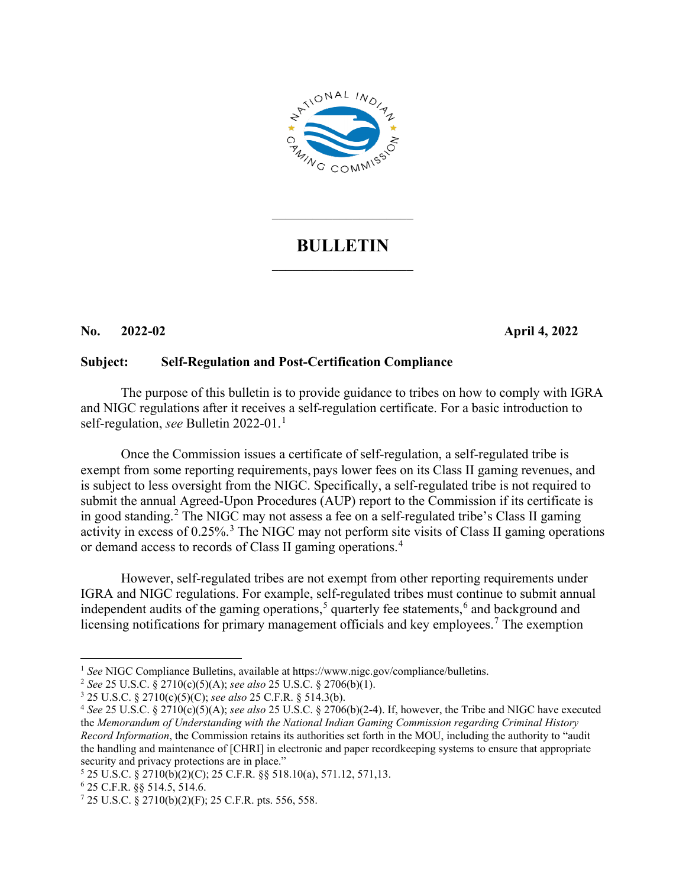# BULLETIN

**No. 2022-02** **April 4, 2022**

**Subject: Self-Regulation and Post-Certification Compliance**

The purpose of this bulletin is to provide guidance to tribes on how to comply with IGRA and NIGC regulations after it receives a self-regulation certificate. For a basic introduction to self-regulation, *see* Bulletin 2022-01.[1]

Once the Commission issues a certificate of self-regulation, a self-regulated tribe is exempt from some reporting requirements, pays lower fees on its Class II gaming revenues, and is subject to less oversight from the NIGC. Specifically, a self-regulated tribe is not required to submit the annual Agreed-Upon Procedures (AUP) report to the Commission if its certificate is in good standing.[2] The NIGC may not assess a fee on a self-regulated tribe's Class II gaming activity in excess of 0.25%.[3] The NIGC may not perform site visits of Class II gaming operations or demand access to records of Class II gaming operations.[4]

However, self-regulated tribes are not exempt from other reporting requirements under IGRA and NIGC regulations. For example, self-regulated tribes must continue to submit annual independent audits of the gaming operations,[5] quarterly fee statements,[6] and background and licensing notifications for primary management officials and key employees.[7] The exemption

---

[1] *See* NIGC Compliance Bulletins, available at https://www.nigc.gov/compliance/bulletins.

[2] *See* 25 U.S.C. § 2710(c)(5)(A); *see also* 25 U.S.C. § 2706(b)(1).

[3] 25 U.S.C. § 2710(c)(5)(C); *see also* 25 C.F.R. § 514.3(b).

[4] *See* 25 U.S.C. § 2710(c)(5)(A); *see also* 25 U.S.C. § 2706(b)(2-4). If, however, the Tribe and NIGC have executed the *Memorandum of Understanding with the National Indian Gaming Commission regarding Criminal History Record Information*, the Commission retains its authorities set forth in the MOU, including the authority to "audit the handling and maintenance of [CHRI] in electronic and paper recordkeeping systems to ensure that appropriate security and privacy protections are in place."

[5] 25 U.S.C. § 2710(b)(2)(C); 25 C.F.R. §§ 518.10(a), 571.12, 571,13.

[6] 25 C.F.R. §§ 514.5, 514.6.

[7] 25 U.S.C. § 2710(b)(2)(F); 25 C.F.R. pts. 556, 558.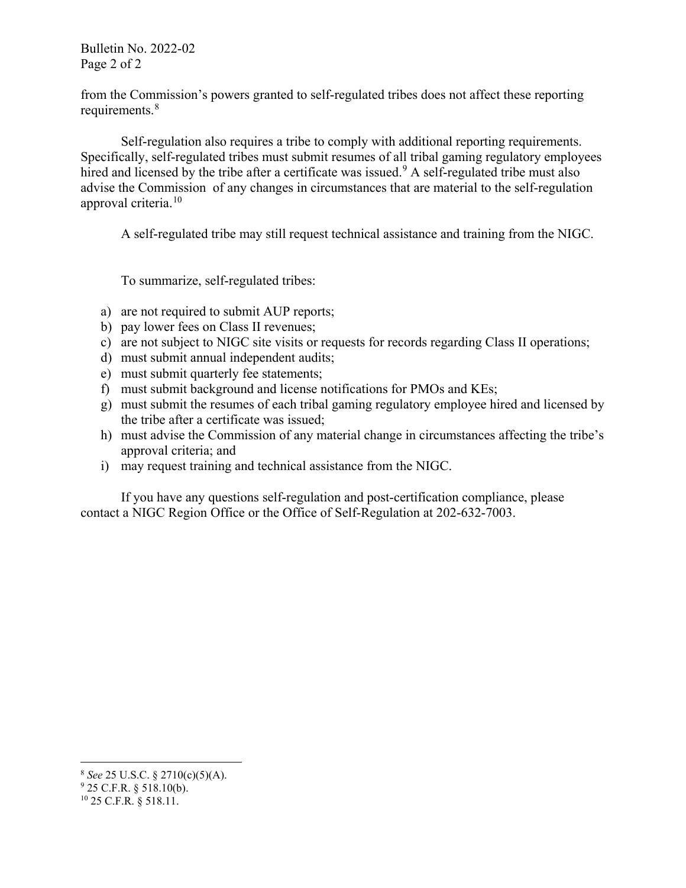from the Commission's powers granted to self-regulated tribes does not affect these reporting requirements.[8]

Self-regulation also requires a tribe to comply with additional reporting requirements. Specifically, self-regulated tribes must submit resumes of all tribal gaming regulatory employees hired and licensed by the tribe after a certificate was issued.[9] A self-regulated tribe must also advise the Commission of any changes in circumstances that are material to the self-regulation approval criteria.[10]

A self-regulated tribe may still request technical assistance and training from the NIGC.

To summarize, self-regulated tribes:

a) are not required to submit AUP reports;
b) pay lower fees on Class II revenues;
c) are not subject to NIGC site visits or requests for records regarding Class II operations;
d) must submit annual independent audits;
e) must submit quarterly fee statements;
f) must submit background and license notifications for PMOs and KEs;
g) must submit the resumes of each tribal gaming regulatory employee hired and licensed by the tribe after a certificate was issued;
h) must advise the Commission of any material change in circumstances affecting the tribe's approval criteria; and
i) may request training and technical assistance from the NIGC.

If you have any questions self-regulation and post-certification compliance, please contact a NIGC Region Office or the Office of Self-Regulation at 202-632-7003.

---

[8] *See* 25 U.S.C. § 2710(c)(5)(A).

[9] 25 C.F.R. § 518.10(b).

[10] 25 C.F.R. § 518.11.